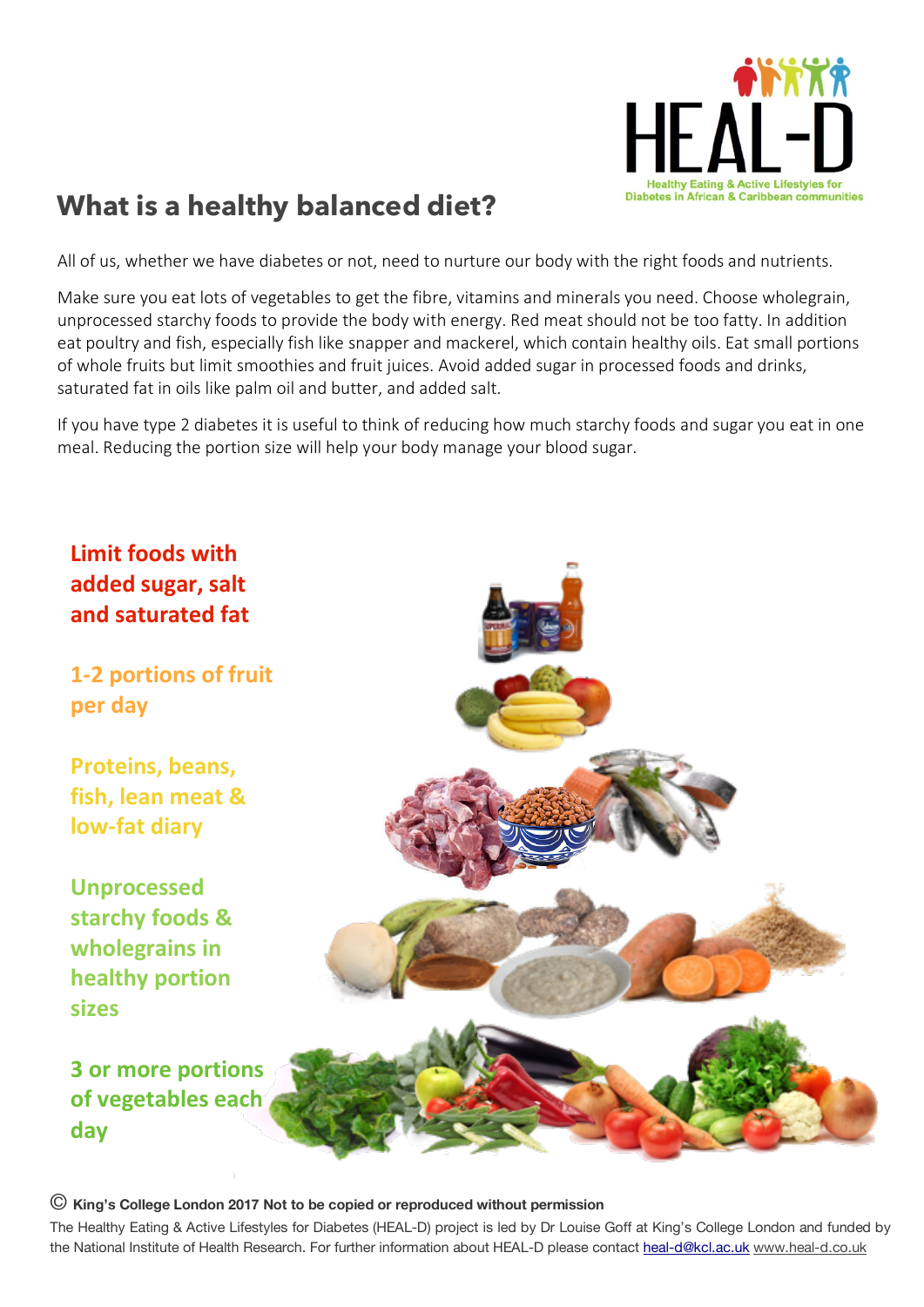HEAL-D

Healthy Eating & Active Lifestyles for Diabetes in African & Caribbean communities

## What is a healthy balanced diet?

All of us, whether we have diabetes or not, need to nurture our body with the right foods and nutrients.

Make sure you eat lots of vegetables to get the fibre, vitamins and minerals you need. Choose wholegrain, unprocessed starchy foods to provide the body with energy. Red meat should not be too fatty. In addition eat poultry and fish, especially fish like snapper and mackerel, which contain healthy oils. Eat small portions of whole fruits but limit smoothies and fruit juices. Avoid added sugar in processed foods and drinks, saturated fat in oils like palm oil and butter, and added salt.

If you have type 2 diabetes it is useful to think of reducing how much starchy foods and sugar you eat in one meal. Reducing the portion size will help your body manage your blood sugar.

**Limit foods with added sugar, salt and saturated fat**

**1-2 portions of fruit per day**

**Proteins, beans, fish, lean meat & low-fat diary**

**Unprocessed starchy foods & wholegrains in healthy portion sizes**

**3 or more portions of vegetables each day**

© **King's College London 2017 Not to be copied or reproduced without permission**

The Healthy Eating & Active Lifestyles for Diabetes (HEAL-D) project is led by Dr Louise Goff at King's College London and funded by the National Institute of Health Research. For further information about HEAL-D please contact heal-d@kcl.ac.uk www.heal-d.co.uk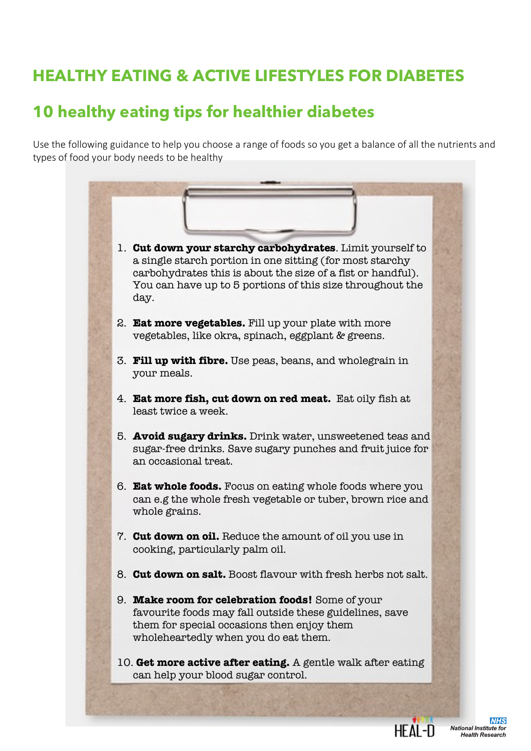# HEALTHY EATING & ACTIVE LIFESTYLES FOR DIABETES

## 10 healthy eating tips for healthier diabetes

Use the following guidance to help you choose a range of foods so you get a balance of all the nutrients and types of food your body needs to be healthy

1. **Cut down your starchy carbohydrates**. Limit yourself to a single starch portion in one sitting (for most starchy carbohydrates this is about the size of a fist or handful). You can have up to 5 portions of this size throughout the day.

2. **Eat more vegetables.** Fill up your plate with more vegetables, like okra, spinach, eggplant & greens.

3. **Fill up with fibre.** Use peas, beans, and wholegrain in your meals.

4. **Eat more fish, cut down on red meat.** Eat oily fish at least twice a week.

5. **Avoid sugary drinks.** Drink water, unsweetened teas and sugar-free drinks. Save sugary punches and fruit juice for an occasional treat.

6. **Eat whole foods.** Focus on eating whole foods where you can e.g the whole fresh vegetable or tuber, brown rice and whole grains.

7. **Cut down on oil.** Reduce the amount of oil you use in cooking, particularly palm oil.

8. **Cut down on salt.** Boost flavour with fresh herbs not salt.

9. **Make room for celebration foods!** Some of your favourite foods may fall outside these guidelines, save them for special occasions then enjoy them wholeheartedly when you do eat them.

10. **Get more active after eating.** A gentle walk after eating can help your blood sugar control.

HEAL-D

NHS National Institute for Health Research